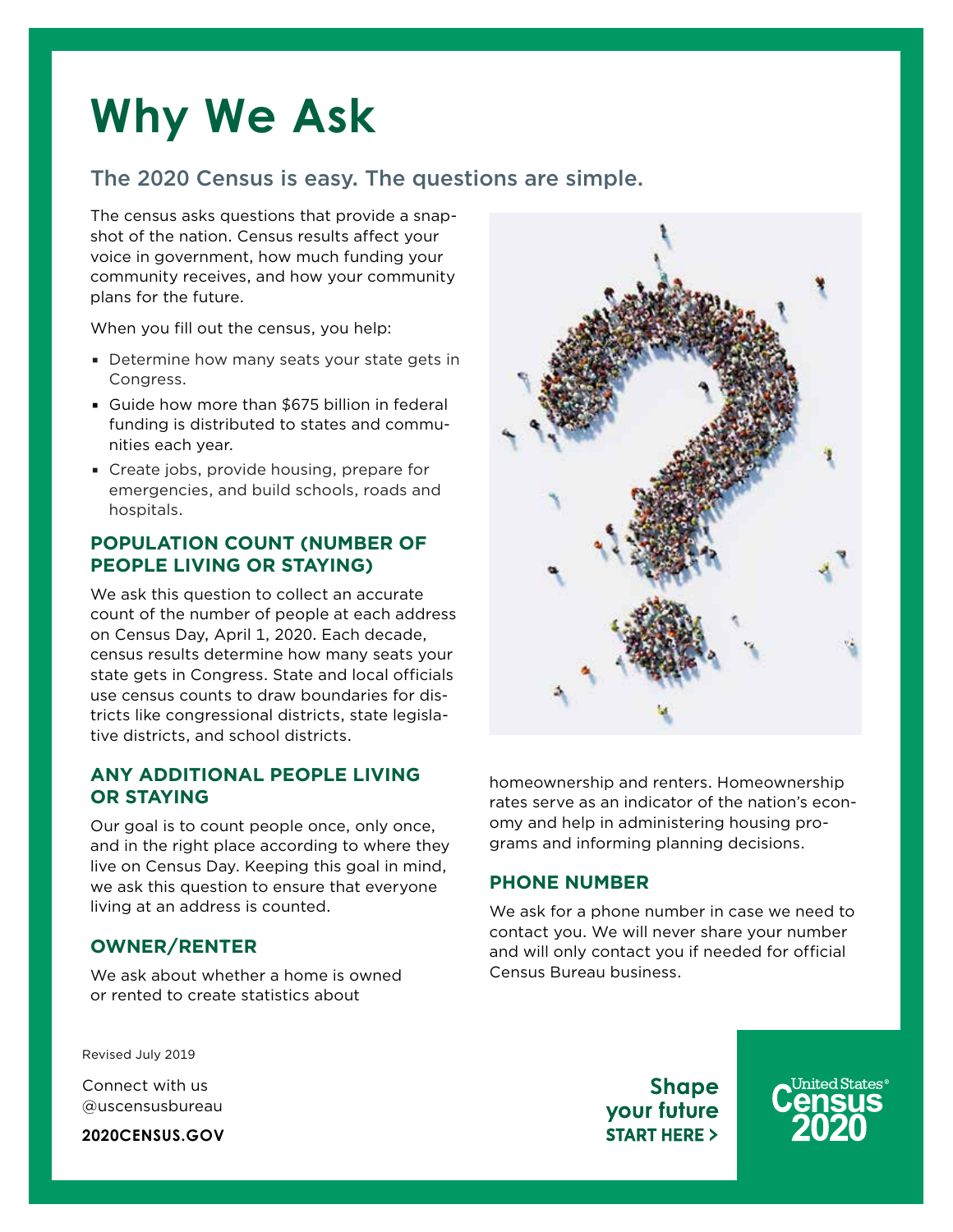# Why We Ask

## The 2020 Census is easy. The questions are simple.

The census asks questions that provide a snapshot of the nation. Census results affect your voice in government, how much funding your community receives, and how your community plans for the future.

When you fill out the census, you help:

- Determine how many seats your state gets in Congress.
- Guide how more than $675 billion in federal funding is distributed to states and communities each year.
- Create jobs, provide housing, prepare for emergencies, and build schools, roads and hospitals.

### POPULATION COUNT (NUMBER OF PEOPLE LIVING OR STAYING)

We ask this question to collect an accurate count of the number of people at each address on Census Day, April 1, 2020. Each decade, census results determine how many seats your state gets in Congress. State and local officials use census counts to draw boundaries for districts like congressional districts, state legislative districts, and school districts.

### ANY ADDITIONAL PEOPLE LIVING OR STAYING

Our goal is to count people once, only once, and in the right place according to where they live on Census Day. Keeping this goal in mind, we ask this question to ensure that everyone living at an address is counted.

### OWNER/RENTER

We ask about whether a home is owned or rented to create statistics about homeownership and renters. Homeownership rates serve as an indicator of the nation's economy and help in administering housing programs and informing planning decisions.

### PHONE NUMBER

We ask for a phone number in case we need to contact you. We will never share your number and will only contact you if needed for official Census Bureau business.

Revised July 2019

Connect with us
@uscensusbureau

**2020CENSUS.GOV**

**Shape your future**
**START HERE >**

United States® Census 2020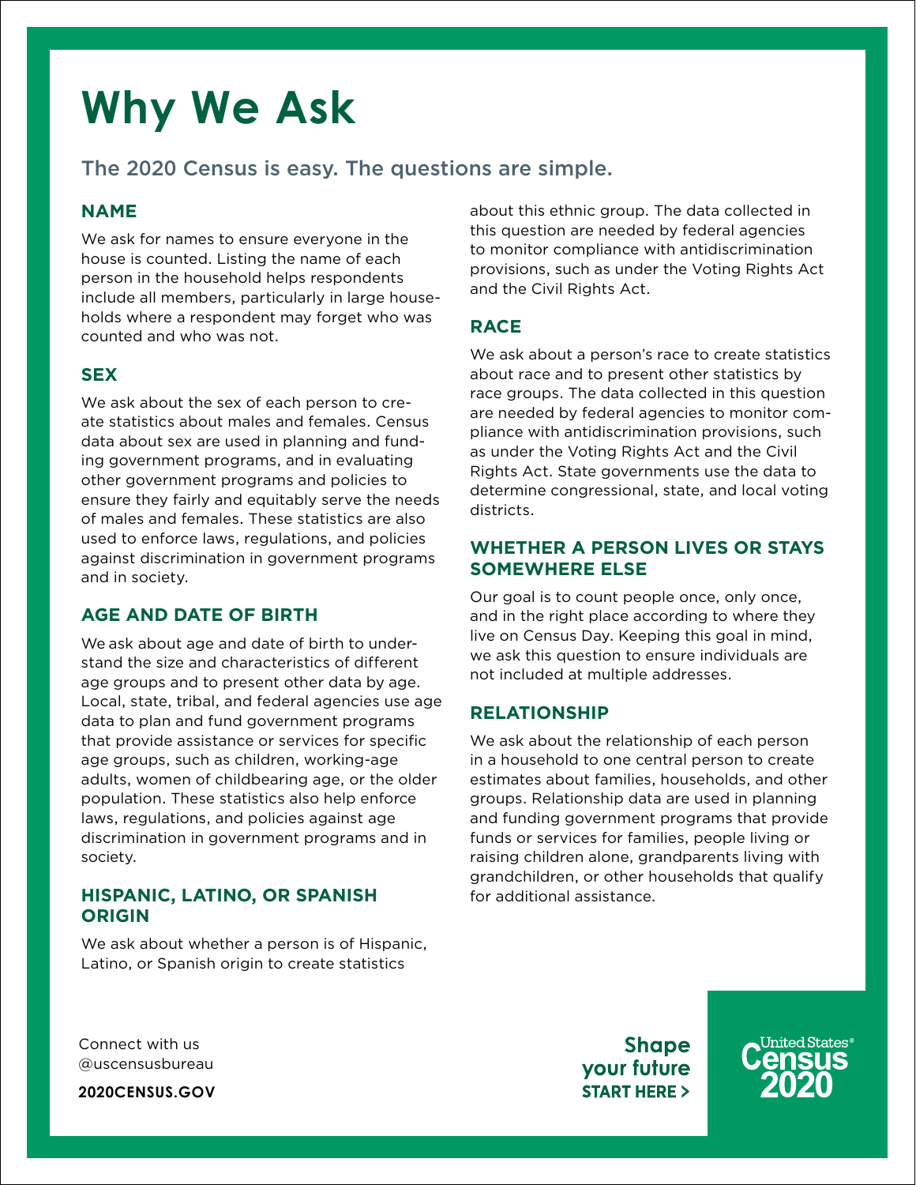# Why We Ask

The 2020 Census is easy. The questions are simple.

## NAME

We ask for names to ensure everyone in the house is counted. Listing the name of each person in the household helps respondents include all members, particularly in large households where a respondent may forget who was counted and who was not.

## SEX

We ask about the sex of each person to create statistics about males and females. Census data about sex are used in planning and funding government programs, and in evaluating other government programs and policies to ensure they fairly and equitably serve the needs of males and females. These statistics are also used to enforce laws, regulations, and policies against discrimination in government programs and in society.

## AGE AND DATE OF BIRTH

We ask about age and date of birth to understand the size and characteristics of different age groups and to present other data by age. Local, state, tribal, and federal agencies use age data to plan and fund government programs that provide assistance or services for specific age groups, such as children, working-age adults, women of childbearing age, or the older population. These statistics also help enforce laws, regulations, and policies against age discrimination in government programs and in society.

## HISPANIC, LATINO, OR SPANISH ORIGIN

We ask about whether a person is of Hispanic, Latino, or Spanish origin to create statistics about this ethnic group. The data collected in this question are needed by federal agencies to monitor compliance with antidiscrimination provisions, such as under the Voting Rights Act and the Civil Rights Act.

## RACE

We ask about a person's race to create statistics about race and to present other statistics by race groups. The data collected in this question are needed by federal agencies to monitor compliance with antidiscrimination provisions, such as under the Voting Rights Act and the Civil Rights Act. State governments use the data to determine congressional, state, and local voting districts.

## WHETHER A PERSON LIVES OR STAYS SOMEWHERE ELSE

Our goal is to count people once, only once, and in the right place according to where they live on Census Day. Keeping this goal in mind, we ask this question to ensure individuals are not included at multiple addresses.

## RELATIONSHIP

We ask about the relationship of each person in a household to one central person to create estimates about families, households, and other groups. Relationship data are used in planning and funding government programs that provide funds or services for families, people living or raising children alone, grandparents living with grandchildren, or other households that qualify for additional assistance.

Connect with us
@uscensusbureau

**2020CENSUS.GOV**

**Shape your future**
**START HERE >**

United States® Census 2020